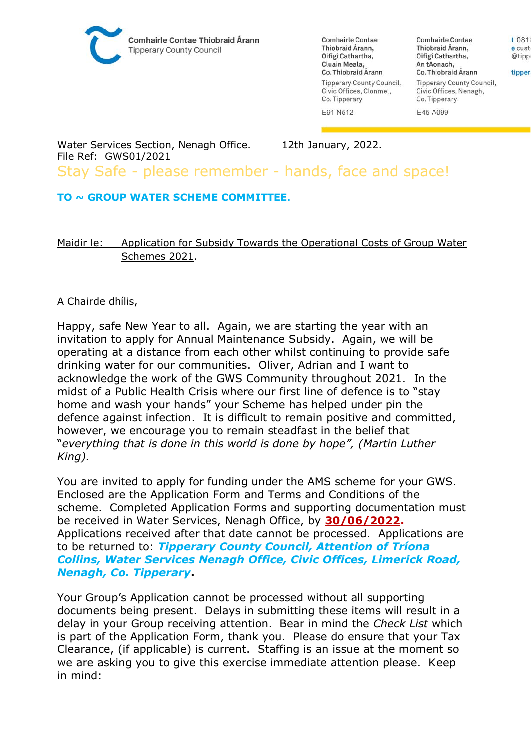Comhairle Contae Thiobraid Árann
Tipperary County Council

Comhairle Contae Thiobraid Árann,
Oifigí Cathartha,
Cluain Meala,
Co. Thiobraid Árann

Tipperary County Council,
Civic Offices, Clonmel,
Co. Tipperary

E91 N512

Comhairle Contae Thiobraid Árann,
Oifigí Cathartha,
An tAonach,
Co. Thiobraid Árann

Tipperary County Council,
Civic Offices, Nenagh,
Co. Tipperary

E45 A099

Water Services Section, Nenagh Office. 12th January, 2022.
File Ref: GWS01/2021

Stay Safe - please remember - hands, face and space!

**TO ~ GROUP WATER SCHEME COMMITTEE.**

Maidir le: Application for Subsidy Towards the Operational Costs of Group Water Schemes 2021.

A Chairde dhílis,

Happy, safe New Year to all. Again, we are starting the year with an invitation to apply for Annual Maintenance Subsidy. Again, we will be operating at a distance from each other whilst continuing to provide safe drinking water for our communities. Oliver, Adrian and I want to acknowledge the work of the GWS Community throughout 2021. In the midst of a Public Health Crisis where our first line of defence is to "stay home and wash your hands" your Scheme has helped under pin the defence against infection. It is difficult to remain positive and committed, however, we encourage you to remain steadfast in the belief that "*everything that is done in this world is done by hope", (Martin Luther King).*

You are invited to apply for funding under the AMS scheme for your GWS. Enclosed are the Application Form and Terms and Conditions of the scheme. Completed Application Forms and supporting documentation must be received in Water Services, Nenagh Office, by **30/06/2022.** Applications received after that date cannot be processed. Applications are to be returned to: ***Tipperary County Council, Attention of Tríona Collins, Water Services Nenagh Office, Civic Offices, Limerick Road, Nenagh, Co. Tipperary*.**

Your Group's Application cannot be processed without all supporting documents being present. Delays in submitting these items will result in a delay in your Group receiving attention. Bear in mind the *Check List* which is part of the Application Form, thank you. Please do ensure that your Tax Clearance, (if applicable) is current. Staffing is an issue at the moment so we are asking you to give this exercise immediate attention please. Keep in mind: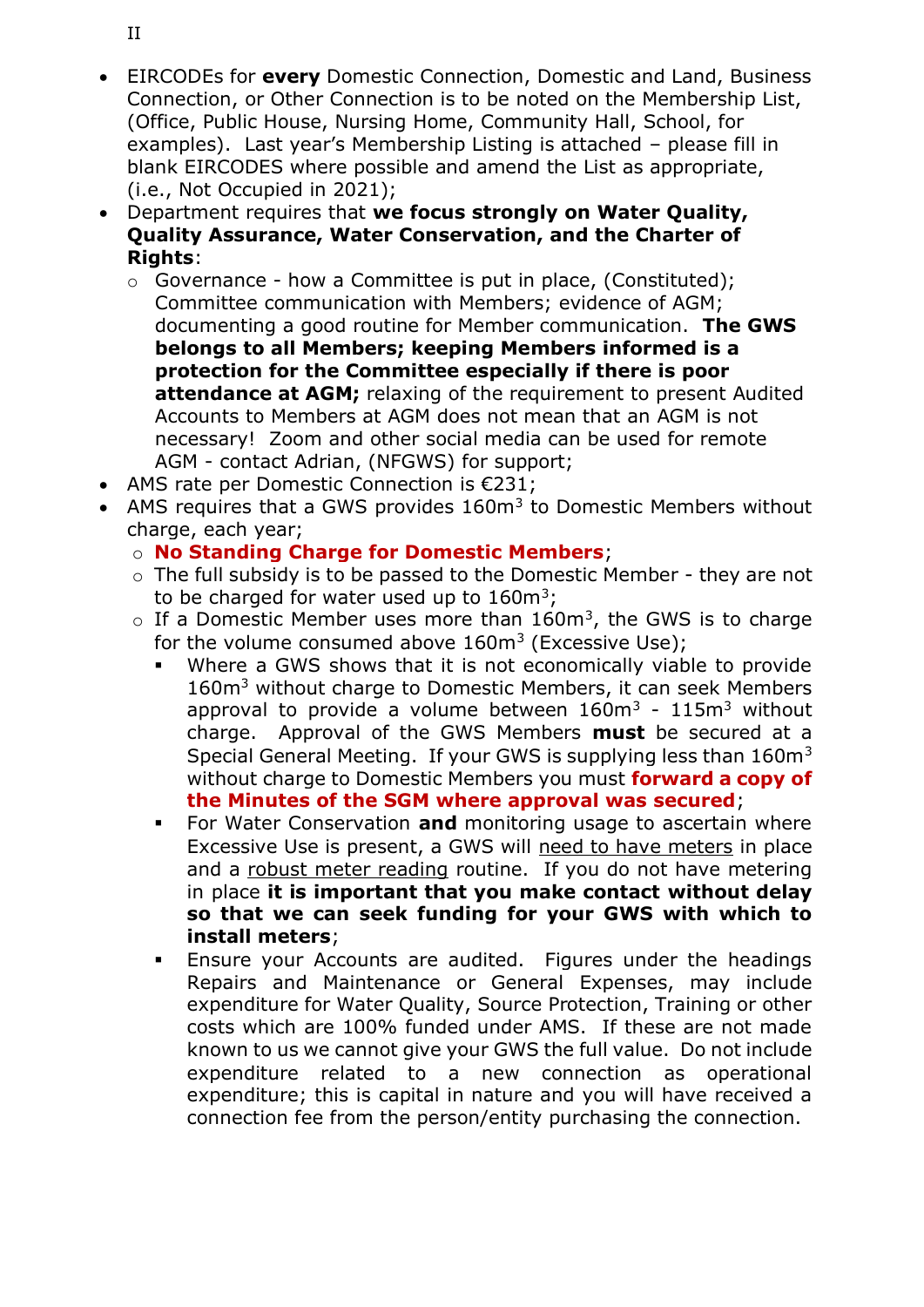- EIRCODEs for **every** Domestic Connection, Domestic and Land, Business Connection, or Other Connection is to be noted on the Membership List, (Office, Public House, Nursing Home, Community Hall, School, for examples). Last year's Membership Listing is attached – please fill in blank EIRCODES where possible and amend the List as appropriate, (i.e., Not Occupied in 2021);
- Department requires that **we focus strongly on Water Quality, Quality Assurance, Water Conservation, and the Charter of Rights**:
  - Governance - how a Committee is put in place, (Constituted); Committee communication with Members; evidence of AGM; documenting a good routine for Member communication. **The GWS belongs to all Members; keeping Members informed is a protection for the Committee especially if there is poor attendance at AGM;** relaxing of the requirement to present Audited Accounts to Members at AGM does not mean that an AGM is not necessary! Zoom and other social media can be used for remote AGM - contact Adrian, (NFGWS) for support;
- AMS rate per Domestic Connection is €231;
- AMS requires that a GWS provides 160m$^3$ to Domestic Members without charge, each year;
  - **No Standing Charge for Domestic Members**;
  - The full subsidy is to be passed to the Domestic Member - they are not to be charged for water used up to 160m$^3$;
  - If a Domestic Member uses more than 160m$^3$, the GWS is to charge for the volume consumed above 160m$^3$ (Excessive Use);
    - Where a GWS shows that it is not economically viable to provide 160m$^3$ without charge to Domestic Members, it can seek Members approval to provide a volume between 160m$^3$ - 115m$^3$ without charge. Approval of the GWS Members **must** be secured at a Special General Meeting. If your GWS is supplying less than 160m$^3$ without charge to Domestic Members you must **forward a copy of the Minutes of the SGM where approval was secured**;
    - For Water Conservation **and** monitoring usage to ascertain where Excessive Use is present, a GWS will need to have meters in place and a robust meter reading routine. If you do not have metering in place **it is important that you make contact without delay so that we can seek funding for your GWS with which to install meters**;
    - Ensure your Accounts are audited. Figures under the headings Repairs and Maintenance or General Expenses, may include expenditure for Water Quality, Source Protection, Training or other costs which are 100% funded under AMS. If these are not made known to us we cannot give your GWS the full value. Do not include expenditure related to a new connection as operational expenditure; this is capital in nature and you will have received a connection fee from the person/entity purchasing the connection.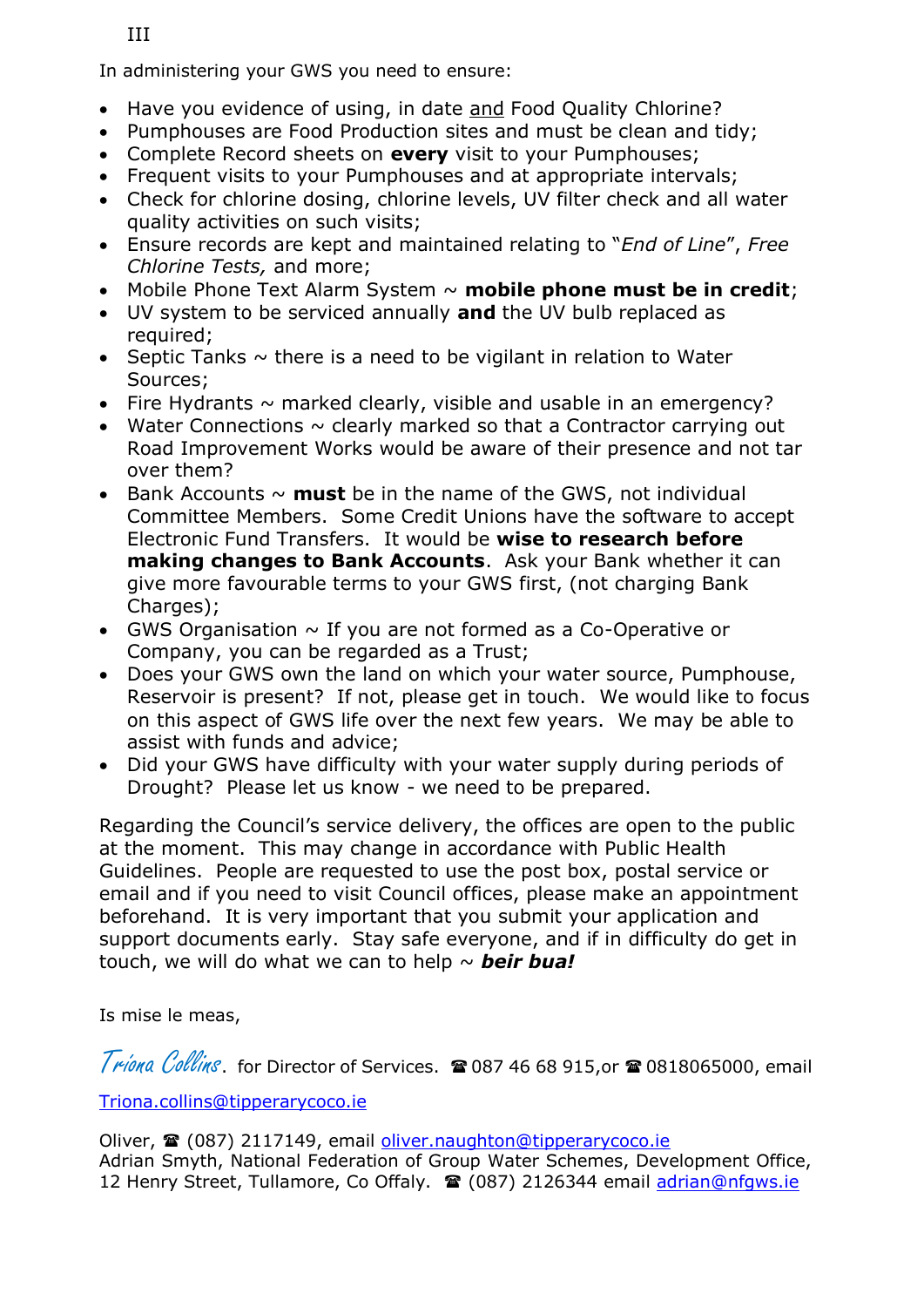III

In administering your GWS you need to ensure:

- Have you evidence of using, in date <u>and</u> Food Quality Chlorine?
- Pumphouses are Food Production sites and must be clean and tidy;
- Complete Record sheets on **every** visit to your Pumphouses;
- Frequent visits to your Pumphouses and at appropriate intervals;
- Check for chlorine dosing, chlorine levels, UV filter check and all water quality activities on such visits;
- Ensure records are kept and maintained relating to "*End of Line*", *Free Chlorine Tests,* and more;
- Mobile Phone Text Alarm System ~ **mobile phone must be in credit**;
- UV system to be serviced annually **and** the UV bulb replaced as required;
- Septic Tanks ~ there is a need to be vigilant in relation to Water Sources;
- Fire Hydrants ~ marked clearly, visible and usable in an emergency?
- Water Connections ~ clearly marked so that a Contractor carrying out Road Improvement Works would be aware of their presence and not tar over them?
- Bank Accounts ~ **must** be in the name of the GWS, not individual Committee Members. Some Credit Unions have the software to accept Electronic Fund Transfers. It would be **wise to research before making changes to Bank Accounts**. Ask your Bank whether it can give more favourable terms to your GWS first, (not charging Bank Charges);
- GWS Organisation ~ If you are not formed as a Co-Operative or Company, you can be regarded as a Trust;
- Does your GWS own the land on which your water source, Pumphouse, Reservoir is present? If not, please get in touch. We would like to focus on this aspect of GWS life over the next few years. We may be able to assist with funds and advice;
- Did your GWS have difficulty with your water supply during periods of Drought? Please let us know - we need to be prepared.

Regarding the Council's service delivery, the offices are open to the public at the moment. This may change in accordance with Public Health Guidelines. People are requested to use the post box, postal service or email and if you need to visit Council offices, please make an appointment beforehand. It is very important that you submit your application and support documents early. Stay safe everyone, and if in difficulty do get in touch, we will do what we can to help ~ ***beir bua!***

Is mise le meas,

*Triona Collins*. for Director of Services. ☎ 087 46 68 915,or ☎ 0818065000, email

Triona.collins@tipperarycoco.ie

Oliver, ☎ (087) 2117149, email oliver.naughton@tipperarycoco.ie
Adrian Smyth, National Federation of Group Water Schemes, Development Office, 12 Henry Street, Tullamore, Co Offaly. ☎ (087) 2126344 email adrian@nfgws.ie